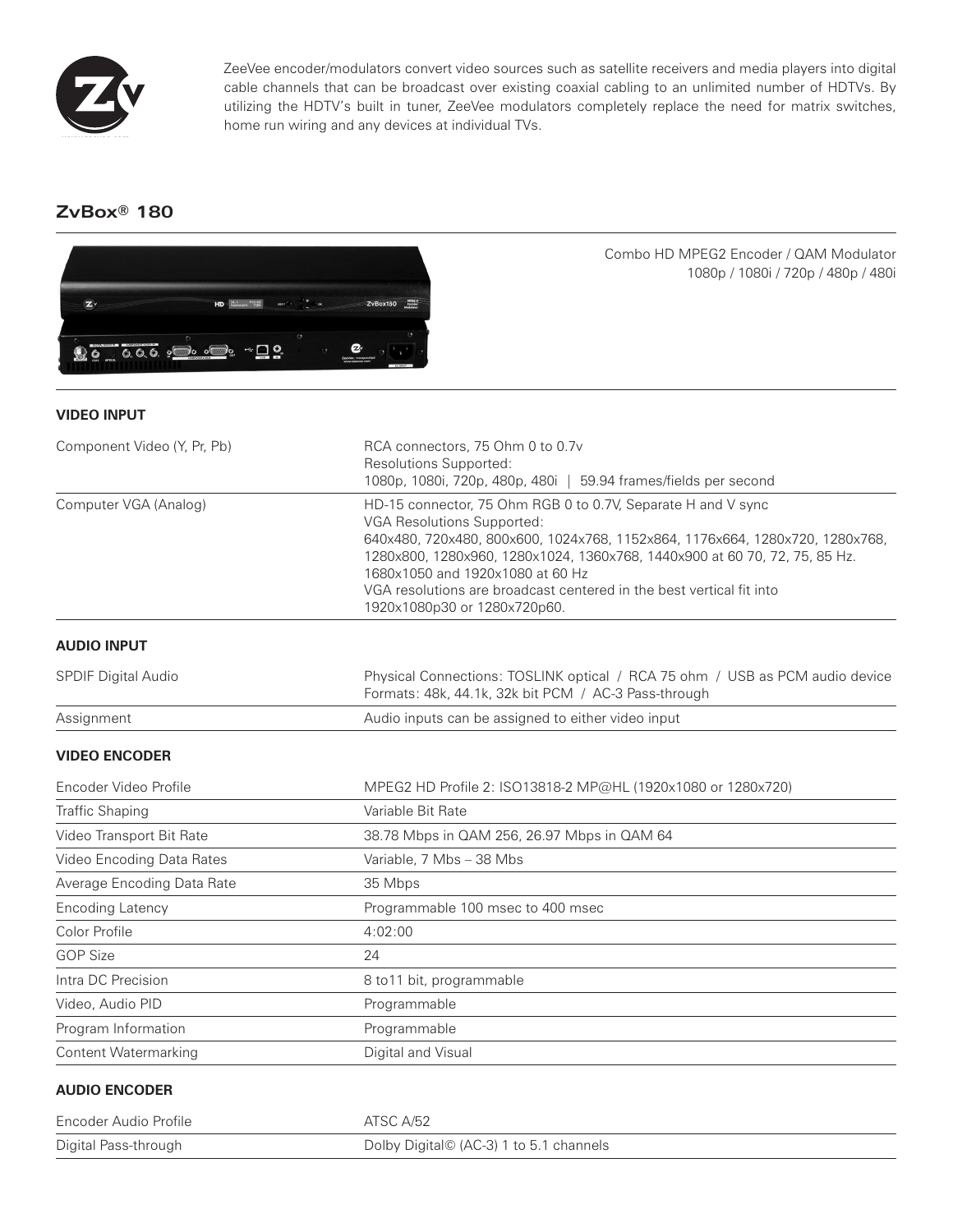ZeeVee encoder/modulators convert video sources such as satellite receivers and media players into digital cable channels that can be broadcast over existing coaxial cabling to an unlimited number of HDTVs. By utilizing the HDTV's built in tuner, ZeeVee modulators completely replace the need for matrix switches, home run wiring and any devices at individual TVs.

## ZvBox® 180

Combo HD MPEG2 Encoder / QAM Modulator
1080p / 1080i / 720p / 480p / 480i

### VIDEO INPUT

| | |
|---|---|
| Component Video (Y, Pr, Pb) | RCA connectors, 75 Ohm 0 to 0.7v<br>Resolutions Supported:<br>1080p, 1080i, 720p, 480p, 480i \| 59.94 frames/fields per second |
| Computer VGA (Analog) | HD-15 connector, 75 Ohm RGB 0 to 0.7V, Separate H and V sync<br>VGA Resolutions Supported:<br>640x480, 720x480, 800x600, 1024x768, 1152x864, 1176x664, 1280x720, 1280x768, 1280x800, 1280x960, 1280x1024, 1360x768, 1440x900 at 60 70, 72, 75, 85 Hz. 1680x1050 and 1920x1080 at 60 Hz<br>VGA resolutions are broadcast centered in the best vertical fit into 1920x1080p30 or 1280x720p60. |

### AUDIO INPUT

| | |
|---|---|
| SPDIF Digital Audio | Physical Connections: TOSLINK optical / RCA 75 ohm / USB as PCM audio device<br>Formats: 48k, 44.1k, 32k bit PCM / AC-3 Pass-through |
| Assignment | Audio inputs can be assigned to either video input |

### VIDEO ENCODER

| | |
|---|---|
| Encoder Video Profile | MPEG2 HD Profile 2: ISO13818-2 MP@HL (1920x1080 or 1280x720) |
| Traffic Shaping | Variable Bit Rate |
| Video Transport Bit Rate | 38.78 Mbps in QAM 256, 26.97 Mbps in QAM 64 |
| Video Encoding Data Rates | Variable, 7 Mbs – 38 Mbs |
| Average Encoding Data Rate | 35 Mbps |
| Encoding Latency | Programmable 100 msec to 400 msec |
| Color Profile | 4:02:00 |
| GOP Size | 24 |
| Intra DC Precision | 8 to11 bit, programmable |
| Video, Audio PID | Programmable |
| Program Information | Programmable |
| Content Watermarking | Digital and Visual |

### AUDIO ENCODER

| | |
|---|---|
| Encoder Audio Profile | ATSC A/52 |
| Digital Pass-through | Dolby Digital© (AC-3) 1 to 5.1 channels |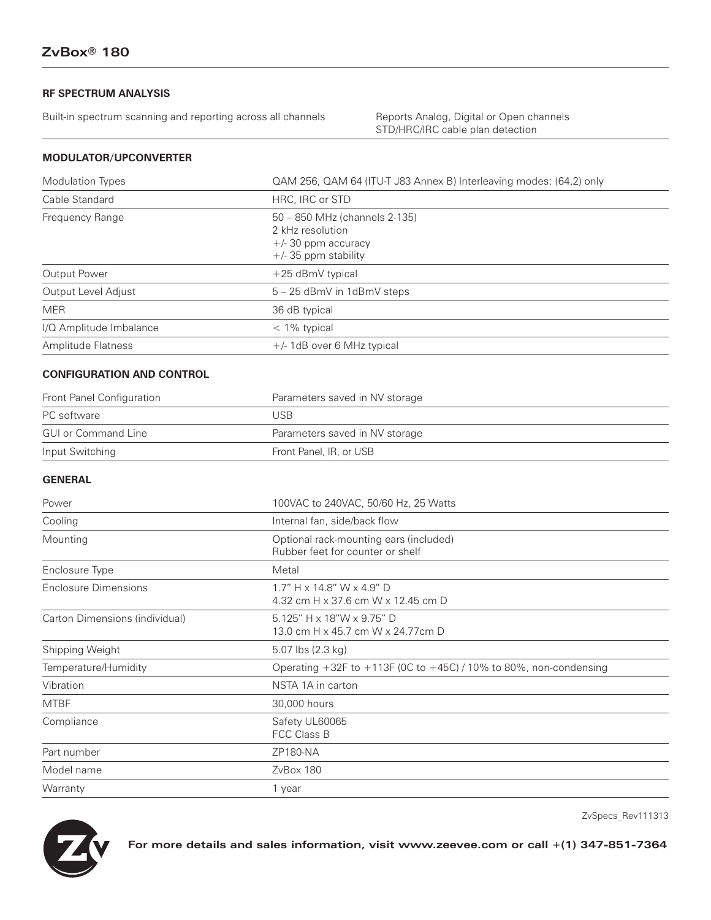## ZvBox® 180

### RF SPECTRUM ANALYSIS

| | |
|---|---|
| Built-in spectrum scanning and reporting across all channels | Reports Analog, Digital or Open channels<br>STD/HRC/IRC cable plan detection |

### MODULATOR/UPCONVERTER

| | |
|---|---|
| Modulation Types | QAM 256, QAM 64 (ITU-T J83 Annex B) Interleaving modes: (64,2) only |
| Cable Standard | HRC, IRC or STD |
| Frequency Range | 50 – 850 MHz (channels 2-135)<br>2 kHz resolution<br>+/- 30 ppm accuracy<br>+/- 35 ppm stability |
| Output Power | +25 dBmV typical |
| Output Level Adjust | 5 – 25 dBmV in 1dBmV steps |
| MER | 36 dB typical |
| I/Q Amplitude Imbalance | < 1% typical |
| Amplitude Flatness | +/- 1dB over 6 MHz typical |

### CONFIGURATION AND CONTROL

| | |
|---|---|
| Front Panel Configuration | Parameters saved in NV storage |
| PC software | USB |
| GUI or Command Line | Parameters saved in NV storage |
| Input Switching | Front Panel, IR, or USB |

### GENERAL

| | |
|---|---|
| Power | 100VAC to 240VAC, 50/60 Hz, 25 Watts |
| Cooling | Internal fan, side/back flow |
| Mounting | Optional rack-mounting ears (included)<br>Rubber feet for counter or shelf |
| Enclosure Type | Metal |
| Enclosure Dimensions | 1.7" H x 14.8" W x 4.9" D<br>4.32 cm H x 37.6 cm W x 12.45 cm D |
| Carton Dimensions (individual) | 5.125" H x 18"W x 9.75" D<br>13.0 cm H x 45.7 cm W x 24.77cm D |
| Shipping Weight | 5.07 lbs (2.3 kg) |
| Temperature/Humidity | Operating +32F to +113F (0C to +45C) / 10% to 80%, non-condensing |
| Vibration | NSTA 1A in carton |
| MTBF | 30,000 hours |
| Compliance | Safety UL60065<br>FCC Class B |
| Part number | ZP180-NA |
| Model name | ZvBox 180 |
| Warranty | 1 year |

ZvSpecs_Rev111313

**For more details and sales information, visit www.zeevee.com or call +(1) 347-851-7364**